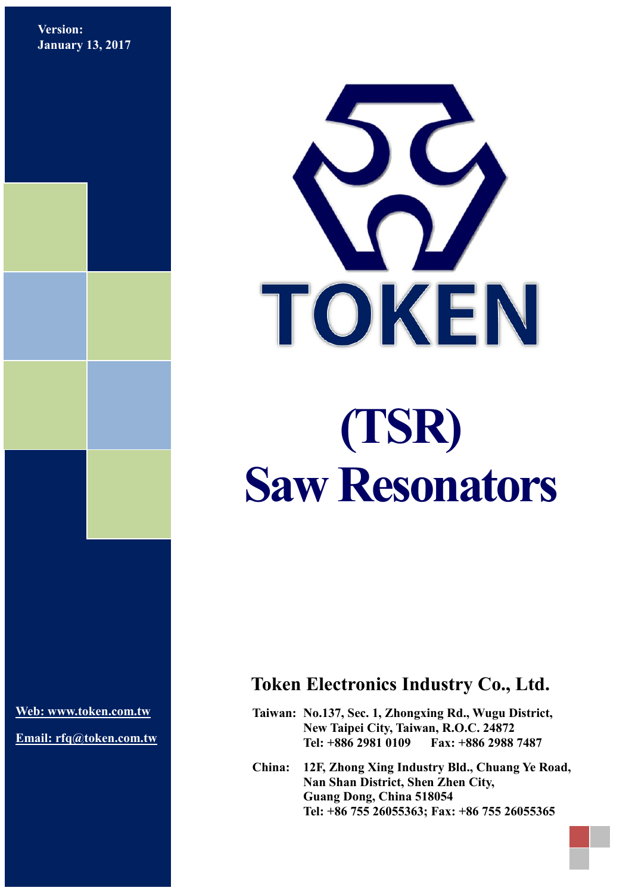Version:
January 13, 2017

TOKEN

# (TSR)
# Saw Resonators

**Web: www.token.com.tw**

**Email: rfq@token.com.tw**

## Token Electronics Industry Co., Ltd.

**Taiwan:** No.137, Sec. 1, Zhongxing Rd., Wugu District,
New Taipei City, Taiwan, R.O.C. 24872
Tel: +886 2981 0109 Fax: +886 2988 7487

**China:** 12F, Zhong Xing Industry Bld., Chuang Ye Road,
Nan Shan District, Shen Zhen City,
Guang Dong, China 518054
Tel: +86 755 26055363; Fax: +86 755 26055365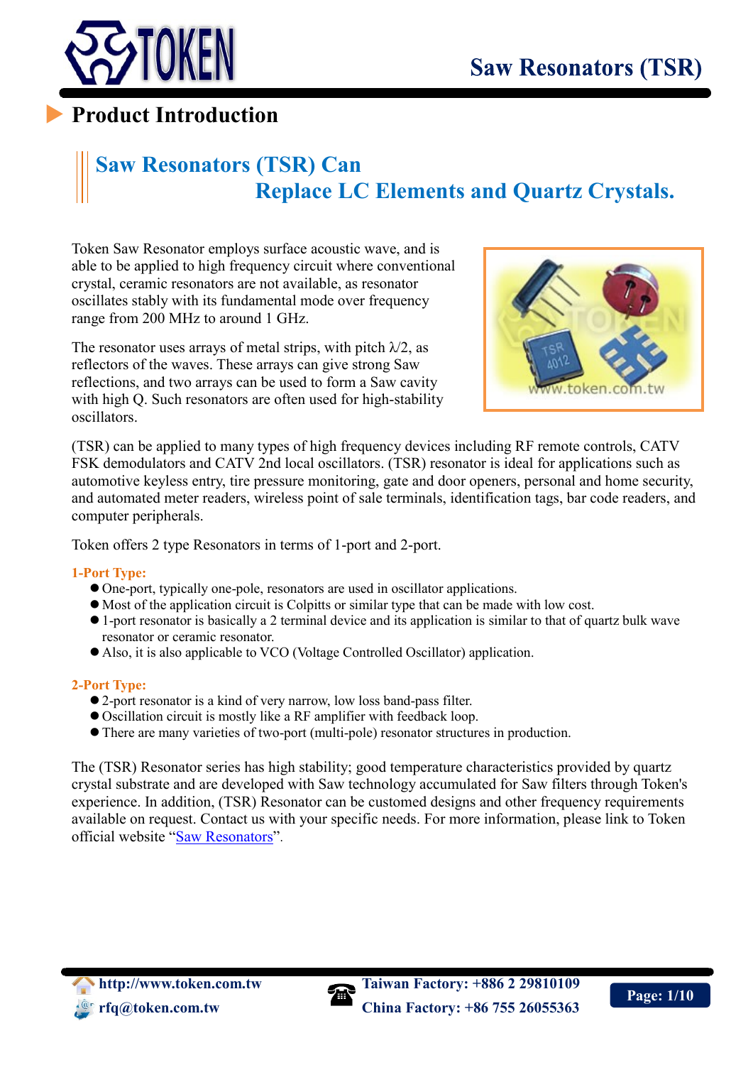## Product Introduction

### Saw Resonators (TSR) Can Replace LC Elements and Quartz Crystals.

Token Saw Resonator employs surface acoustic wave, and is able to be applied to high frequency circuit where conventional crystal, ceramic resonators are not available, as resonator oscillates stably with its fundamental mode over frequency range from 200 MHz to around 1 GHz.

The resonator uses arrays of metal strips, with pitch $\lambda/2$, as reflectors of the waves. These arrays can give strong Saw reflections, and two arrays can be used to form a Saw cavity with high Q. Such resonators are often used for high-stability oscillators.

(TSR) can be applied to many types of high frequency devices including RF remote controls, CATV FSK demodulators and CATV 2nd local oscillators. (TSR) resonator is ideal for applications such as automotive keyless entry, tire pressure monitoring, gate and door openers, personal and home security, and automated meter readers, wireless point of sale terminals, identification tags, bar code readers, and computer peripherals.

Token offers 2 type Resonators in terms of 1-port and 2-port.

**1-Port Type:**

- One-port, typically one-pole, resonators are used in oscillator applications.
- Most of the application circuit is Colpitts or similar type that can be made with low cost.
- 1-port resonator is basically a 2 terminal device and its application is similar to that of quartz bulk wave resonator or ceramic resonator.
- Also, it is also applicable to VCO (Voltage Controlled Oscillator) application.

**2-Port Type:**

- 2-port resonator is a kind of very narrow, low loss band-pass filter.
- Oscillation circuit is mostly like a RF amplifier with feedback loop.
- There are many varieties of two-port (multi-pole) resonator structures in production.

The (TSR) Resonator series has high stability; good temperature characteristics provided by quartz crystal substrate and are developed with Saw technology accumulated for Saw filters through Token's experience. In addition, (TSR) Resonator can be customed designs and other frequency requirements available on request. Contact us with your specific needs. For more information, please link to Token official website "Saw Resonators".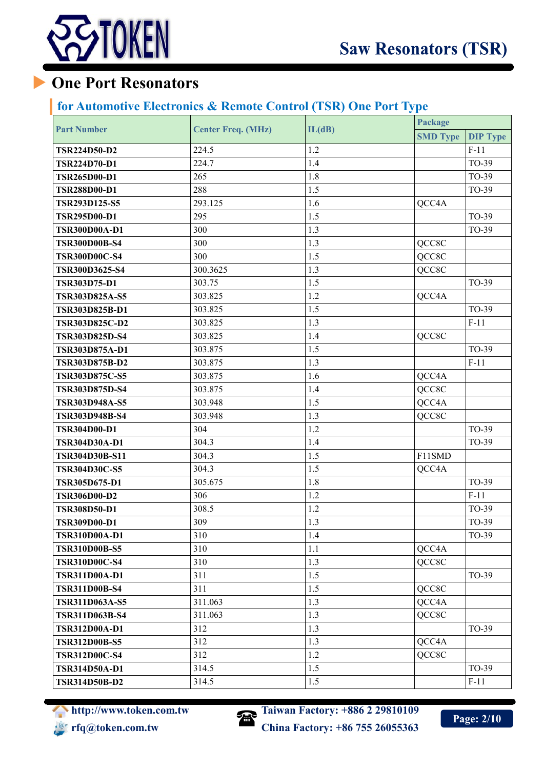# One Port Resonators

## for Automotive Electronics & Remote Control (TSR) One Port Type

| Part Number | Center Freq. (MHz) | IL(dB) | Package | |
|---|---|---|---|---|
| | | | SMD Type | DIP Type |
| TSR224D50-D2 | 224.5 | 1.2 | | F-11 |
| TSR224D70-D1 | 224.7 | 1.4 | | TO-39 |
| TSR265D00-D1 | 265 | 1.8 | | TO-39 |
| TSR288D00-D1 | 288 | 1.5 | | TO-39 |
| TSR293D125-S5 | 293.125 | 1.6 | QCC4A | |
| TSR295D00-D1 | 295 | 1.5 | | TO-39 |
| TSR300D00A-D1 | 300 | 1.3 | | TO-39 |
| TSR300D00B-S4 | 300 | 1.3 | QCC8C | |
| TSR300D00C-S4 | 300 | 1.5 | QCC8C | |
| TSR300D3625-S4 | 300.3625 | 1.3 | QCC8C | |
| TSR303D75-D1 | 303.75 | 1.5 | | TO-39 |
| TSR303D825A-S5 | 303.825 | 1.2 | QCC4A | |
| TSR303D825B-D1 | 303.825 | 1.5 | | TO-39 |
| TSR303D825C-D2 | 303.825 | 1.3 | | F-11 |
| TSR303D825D-S4 | 303.825 | 1.4 | QCC8C | |
| TSR303D875A-D1 | 303.875 | 1.5 | | TO-39 |
| TSR303D875B-D2 | 303.875 | 1.3 | | F-11 |
| TSR303D875C-S5 | 303.875 | 1.6 | QCC4A | |
| TSR303D875D-S4 | 303.875 | 1.4 | QCC8C | |
| TSR303D948A-S5 | 303.948 | 1.5 | QCC4A | |
| TSR303D948B-S4 | 303.948 | 1.3 | QCC8C | |
| TSR304D00-D1 | 304 | 1.2 | | TO-39 |
| TSR304D30A-D1 | 304.3 | 1.4 | | TO-39 |
| TSR304D30B-S11 | 304.3 | 1.5 | F11SMD | |
| TSR304D30C-S5 | 304.3 | 1.5 | QCC4A | |
| TSR305D675-D1 | 305.675 | 1.8 | | TO-39 |
| TSR306D00-D2 | 306 | 1.2 | | F-11 |
| TSR308D50-D1 | 308.5 | 1.2 | | TO-39 |
| TSR309D00-D1 | 309 | 1.3 | | TO-39 |
| TSR310D00A-D1 | 310 | 1.4 | | TO-39 |
| TSR310D00B-S5 | 310 | 1.1 | QCC4A | |
| TSR310D00C-S4 | 310 | 1.3 | QCC8C | |
| TSR311D00A-D1 | 311 | 1.5 | | TO-39 |
| TSR311D00B-S4 | 311 | 1.5 | QCC8C | |
| TSR311D063A-S5 | 311.063 | 1.3 | QCC4A | |
| TSR311D063B-S4 | 311.063 | 1.3 | QCC8C | |
| TSR312D00A-D1 | 312 | 1.3 | | TO-39 |
| TSR312D00B-S5 | 312 | 1.3 | QCC4A | |
| TSR312D00C-S4 | 312 | 1.2 | QCC8C | |
| TSR314D50A-D1 | 314.5 | 1.5 | | TO-39 |
| TSR314D50B-D2 | 314.5 | 1.5 | | F-11 |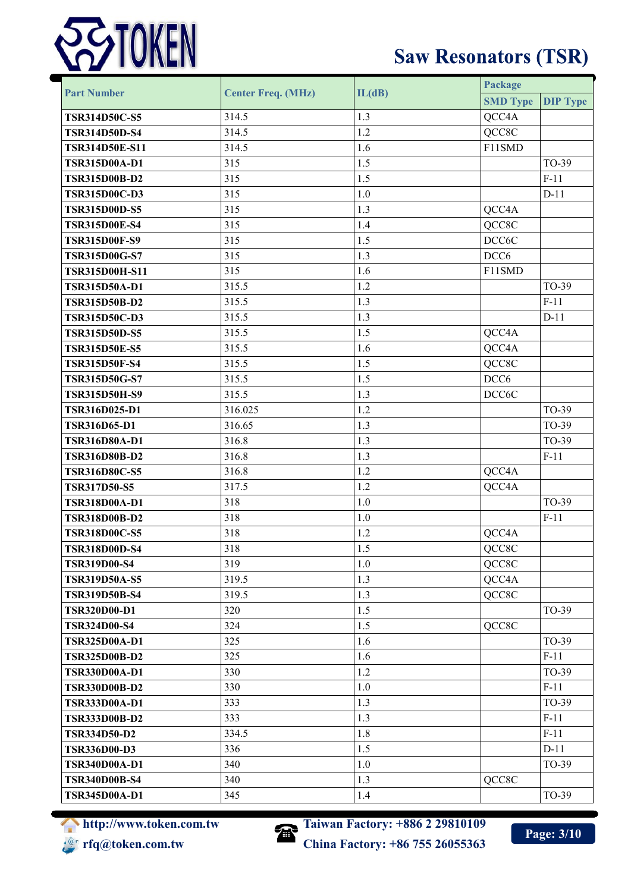# Saw Resonators (TSR)

| Part Number | Center Freq. (MHz) | IL(dB) | Package | |
|---|---|---|---|---|
| | | | SMD Type | DIP Type |
| TSR314D50C-S5 | 314.5 | 1.3 | QCC4A | |
| TSR314D50D-S4 | 314.5 | 1.2 | QCC8C | |
| TSR314D50E-S11 | 314.5 | 1.6 | F11SMD | |
| TSR315D00A-D1 | 315 | 1.5 | | TO-39 |
| TSR315D00B-D2 | 315 | 1.5 | | F-11 |
| TSR315D00C-D3 | 315 | 1.0 | | D-11 |
| TSR315D00D-S5 | 315 | 1.3 | QCC4A | |
| TSR315D00E-S4 | 315 | 1.4 | QCC8C | |
| TSR315D00F-S9 | 315 | 1.5 | DCC6C | |
| TSR315D00G-S7 | 315 | 1.3 | DCC6 | |
| TSR315D00H-S11 | 315 | 1.6 | F11SMD | |
| TSR315D50A-D1 | 315.5 | 1.2 | | TO-39 |
| TSR315D50B-D2 | 315.5 | 1.3 | | F-11 |
| TSR315D50C-D3 | 315.5 | 1.3 | | D-11 |
| TSR315D50D-S5 | 315.5 | 1.5 | QCC4A | |
| TSR315D50E-S5 | 315.5 | 1.6 | QCC4A | |
| TSR315D50F-S4 | 315.5 | 1.5 | QCC8C | |
| TSR315D50G-S7 | 315.5 | 1.5 | DCC6 | |
| TSR315D50H-S9 | 315.5 | 1.3 | DCC6C | |
| TSR316D025-D1 | 316.025 | 1.2 | | TO-39 |
| TSR316D65-D1 | 316.65 | 1.3 | | TO-39 |
| TSR316D80A-D1 | 316.8 | 1.3 | | TO-39 |
| TSR316D80B-D2 | 316.8 | 1.3 | | F-11 |
| TSR316D80C-S5 | 316.8 | 1.2 | QCC4A | |
| TSR317D50-S5 | 317.5 | 1.2 | QCC4A | |
| TSR318D00A-D1 | 318 | 1.0 | | TO-39 |
| TSR318D00B-D2 | 318 | 1.0 | | F-11 |
| TSR318D00C-S5 | 318 | 1.2 | QCC4A | |
| TSR318D00D-S4 | 318 | 1.5 | QCC8C | |
| TSR319D00-S4 | 319 | 1.0 | QCC8C | |
| TSR319D50A-S5 | 319.5 | 1.3 | QCC4A | |
| TSR319D50B-S4 | 319.5 | 1.3 | QCC8C | |
| TSR320D00-D1 | 320 | 1.5 | | TO-39 |
| TSR324D00-S4 | 324 | 1.5 | QCC8C | |
| TSR325D00A-D1 | 325 | 1.6 | | TO-39 |
| TSR325D00B-D2 | 325 | 1.6 | | F-11 |
| TSR330D00A-D1 | 330 | 1.2 | | TO-39 |
| TSR330D00B-D2 | 330 | 1.0 | | F-11 |
| TSR333D00A-D1 | 333 | 1.3 | | TO-39 |
| TSR333D00B-D2 | 333 | 1.3 | | F-11 |
| TSR334D50-D2 | 334.5 | 1.8 | | F-11 |
| TSR336D00-D3 | 336 | 1.5 | | D-11 |
| TSR340D00A-D1 | 340 | 1.0 | | TO-39 |
| TSR340D00B-S4 | 340 | 1.3 | QCC8C | |
| TSR345D00A-D1 | 345 | 1.4 | | TO-39 |

http://www.token.com.tw
rfq@token.com.tw

Taiwan Factory: +886 2 29810109
China Factory: +86 755 26055363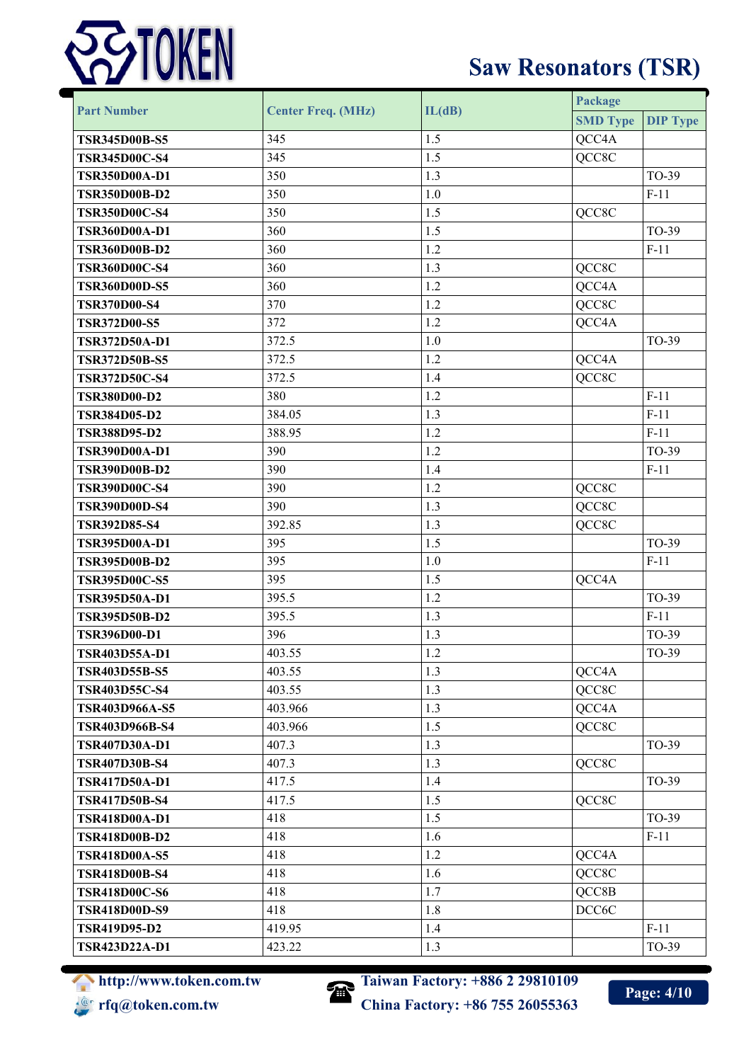# Saw Resonators (TSR)

| Part Number | Center Freq. (MHz) | IL(dB) | Package | |
|---|---|---|---|---|
| | | | SMD Type | DIP Type |
| TSR345D00B-S5 | 345 | 1.5 | QCC4A | |
| TSR345D00C-S4 | 345 | 1.5 | QCC8C | |
| TSR350D00A-D1 | 350 | 1.3 | | TO-39 |
| TSR350D00B-D2 | 350 | 1.0 | | F-11 |
| TSR350D00C-S4 | 350 | 1.5 | QCC8C | |
| TSR360D00A-D1 | 360 | 1.5 | | TO-39 |
| TSR360D00B-D2 | 360 | 1.2 | | F-11 |
| TSR360D00C-S4 | 360 | 1.3 | QCC8C | |
| TSR360D00D-S5 | 360 | 1.2 | QCC4A | |
| TSR370D00-S4 | 370 | 1.2 | QCC8C | |
| TSR372D00-S5 | 372 | 1.2 | QCC4A | |
| TSR372D50A-D1 | 372.5 | 1.0 | | TO-39 |
| TSR372D50B-S5 | 372.5 | 1.2 | QCC4A | |
| TSR372D50C-S4 | 372.5 | 1.4 | QCC8C | |
| TSR380D00-D2 | 380 | 1.2 | | F-11 |
| TSR384D05-D2 | 384.05 | 1.3 | | F-11 |
| TSR388D95-D2 | 388.95 | 1.2 | | F-11 |
| TSR390D00A-D1 | 390 | 1.2 | | TO-39 |
| TSR390D00B-D2 | 390 | 1.4 | | F-11 |
| TSR390D00C-S4 | 390 | 1.2 | QCC8C | |
| TSR390D00D-S4 | 390 | 1.3 | QCC8C | |
| TSR392D85-S4 | 392.85 | 1.3 | QCC8C | |
| TSR395D00A-D1 | 395 | 1.5 | | TO-39 |
| TSR395D00B-D2 | 395 | 1.0 | | F-11 |
| TSR395D00C-S5 | 395 | 1.5 | QCC4A | |
| TSR395D50A-D1 | 395.5 | 1.2 | | TO-39 |
| TSR395D50B-D2 | 395.5 | 1.3 | | F-11 |
| TSR396D00-D1 | 396 | 1.3 | | TO-39 |
| TSR403D55A-D1 | 403.55 | 1.2 | | TO-39 |
| TSR403D55B-S5 | 403.55 | 1.3 | QCC4A | |
| TSR403D55C-S4 | 403.55 | 1.3 | QCC8C | |
| TSR403D966A-S5 | 403.966 | 1.3 | QCC4A | |
| TSR403D966B-S4 | 403.966 | 1.5 | QCC8C | |
| TSR407D30A-D1 | 407.3 | 1.3 | | TO-39 |
| TSR407D30B-S4 | 407.3 | 1.3 | QCC8C | |
| TSR417D50A-D1 | 417.5 | 1.4 | | TO-39 |
| TSR417D50B-S4 | 417.5 | 1.5 | QCC8C | |
| TSR418D00A-D1 | 418 | 1.5 | | TO-39 |
| TSR418D00B-D2 | 418 | 1.6 | | F-11 |
| TSR418D00A-S5 | 418 | 1.2 | QCC4A | |
| TSR418D00B-S4 | 418 | 1.6 | QCC8C | |
| TSR418D00C-S6 | 418 | 1.7 | QCC8B | |
| TSR418D00D-S9 | 418 | 1.8 | DCC6C | |
| TSR419D95-D2 | 419.95 | 1.4 | | F-11 |
| TSR423D22A-D1 | 423.22 | 1.3 | | TO-39 |

http://www.token.com.tw
rfq@token.com.tw
Taiwan Factory: +886 2 29810109
China Factory: +86 755 26055363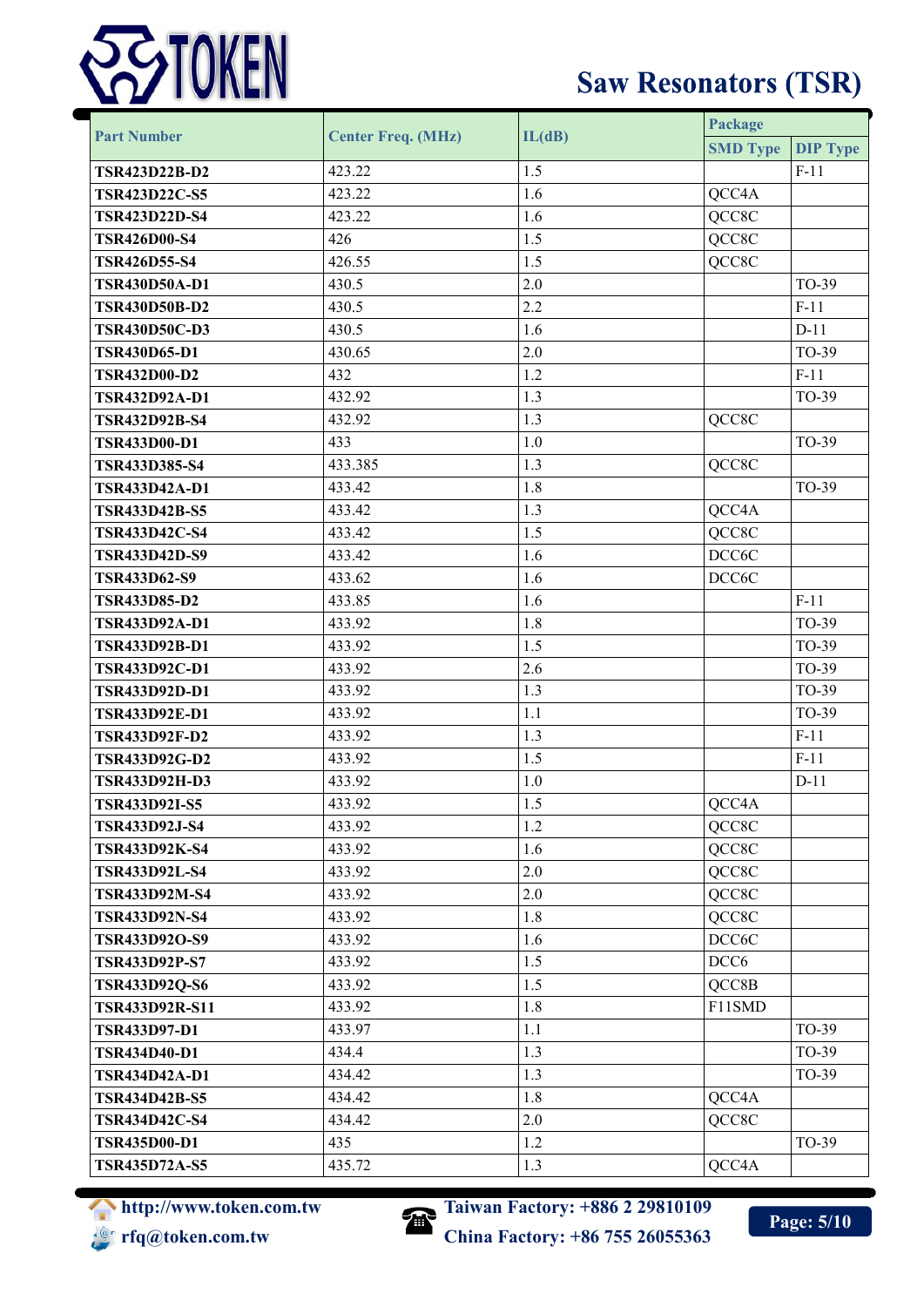# Saw Resonators (TSR)

| Part Number | Center Freq. (MHz) | IL(dB) | Package | |
|---|---|---|---|---|
| | | | SMD Type | DIP Type |
| TSR423D22B-D2 | 423.22 | 1.5 | | F-11 |
| TSR423D22C-S5 | 423.22 | 1.6 | QCC4A | |
| TSR423D22D-S4 | 423.22 | 1.6 | QCC8C | |
| TSR426D00-S4 | 426 | 1.5 | QCC8C | |
| TSR426D55-S4 | 426.55 | 1.5 | QCC8C | |
| TSR430D50A-D1 | 430.5 | 2.0 | | TO-39 |
| TSR430D50B-D2 | 430.5 | 2.2 | | F-11 |
| TSR430D50C-D3 | 430.5 | 1.6 | | D-11 |
| TSR430D65-D1 | 430.65 | 2.0 | | TO-39 |
| TSR432D00-D2 | 432 | 1.2 | | F-11 |
| TSR432D92A-D1 | 432.92 | 1.3 | | TO-39 |
| TSR432D92B-S4 | 432.92 | 1.3 | QCC8C | |
| TSR433D00-D1 | 433 | 1.0 | | TO-39 |
| TSR433D385-S4 | 433.385 | 1.3 | QCC8C | |
| TSR433D42A-D1 | 433.42 | 1.8 | | TO-39 |
| TSR433D42B-S5 | 433.42 | 1.3 | QCC4A | |
| TSR433D42C-S4 | 433.42 | 1.5 | QCC8C | |
| TSR433D42D-S9 | 433.42 | 1.6 | DCC6C | |
| TSR433D62-S9 | 433.62 | 1.6 | DCC6C | |
| TSR433D85-D2 | 433.85 | 1.6 | | F-11 |
| TSR433D92A-D1 | 433.92 | 1.8 | | TO-39 |
| TSR433D92B-D1 | 433.92 | 1.5 | | TO-39 |
| TSR433D92C-D1 | 433.92 | 2.6 | | TO-39 |
| TSR433D92D-D1 | 433.92 | 1.3 | | TO-39 |
| TSR433D92E-D1 | 433.92 | 1.1 | | TO-39 |
| TSR433D92F-D2 | 433.92 | 1.3 | | F-11 |
| TSR433D92G-D2 | 433.92 | 1.5 | | F-11 |
| TSR433D92H-D3 | 433.92 | 1.0 | | D-11 |
| TSR433D92I-S5 | 433.92 | 1.5 | QCC4A | |
| TSR433D92J-S4 | 433.92 | 1.2 | QCC8C | |
| TSR433D92K-S4 | 433.92 | 1.6 | QCC8C | |
| TSR433D92L-S4 | 433.92 | 2.0 | QCC8C | |
| TSR433D92M-S4 | 433.92 | 2.0 | QCC8C | |
| TSR433D92N-S4 | 433.92 | 1.8 | QCC8C | |
| TSR433D92O-S9 | 433.92 | 1.6 | DCC6C | |
| TSR433D92P-S7 | 433.92 | 1.5 | DCC6 | |
| TSR433D92Q-S6 | 433.92 | 1.5 | QCC8B | |
| TSR433D92R-S11 | 433.92 | 1.8 | F11SMD | |
| TSR433D97-D1 | 433.97 | 1.1 | | TO-39 |
| TSR434D40-D1 | 434.4 | 1.3 | | TO-39 |
| TSR434D42A-D1 | 434.42 | 1.3 | | TO-39 |
| TSR434D42B-S5 | 434.42 | 1.8 | QCC4A | |
| TSR434D42C-S4 | 434.42 | 2.0 | QCC8C | |
| TSR435D00-D1 | 435 | 1.2 | | TO-39 |
| TSR435D72A-S5 | 435.72 | 1.3 | QCC4A | |

http://www.token.com.tw
rfq@token.com.tw

Taiwan Factory: +886 2 29810109
China Factory: +86 755 26055363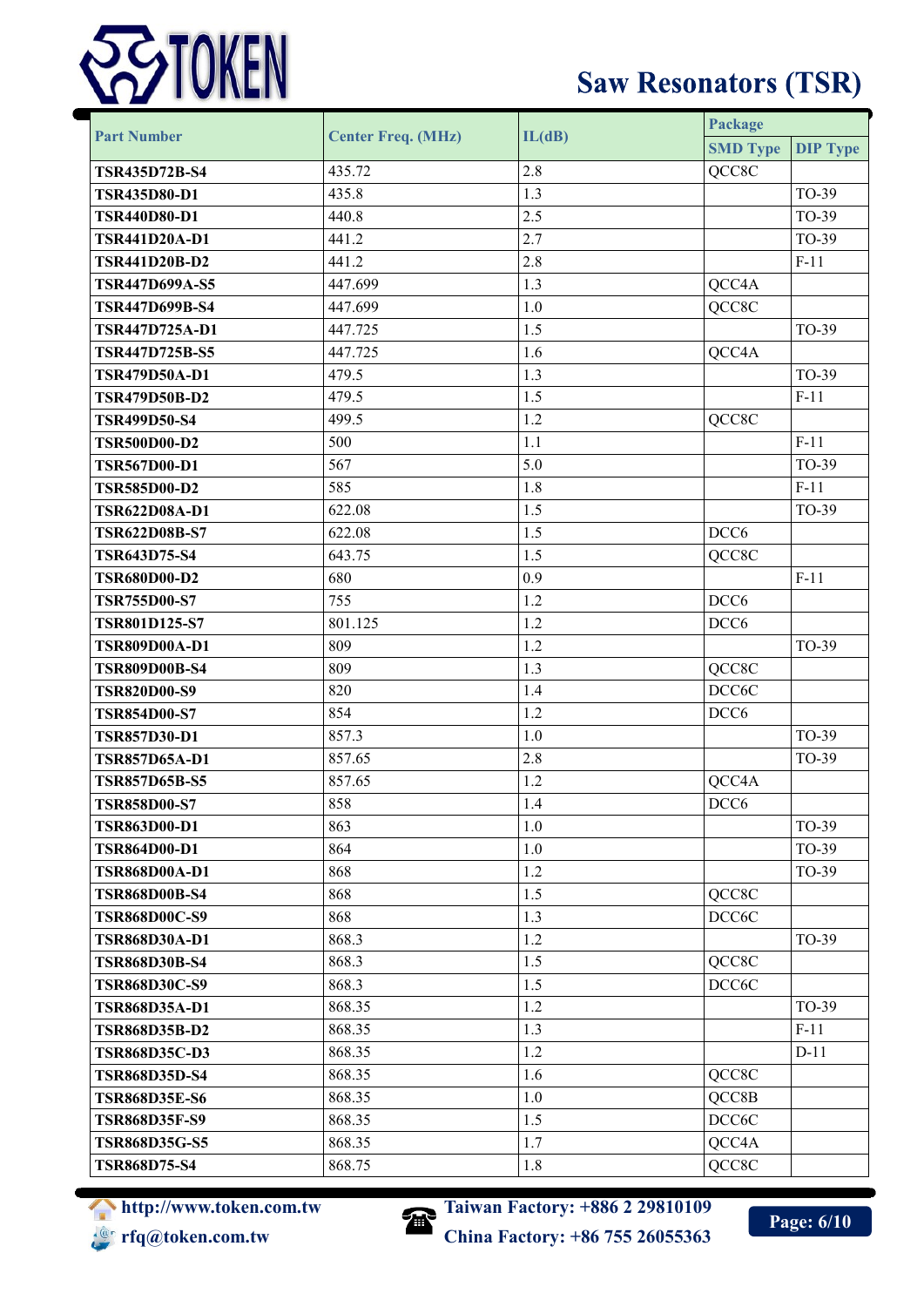# Saw Resonators (TSR)

| Part Number | Center Freq. (MHz) | IL(dB) | Package | |
|---|---|---|---|---|
| | | | SMD Type | DIP Type |
| TSR435D72B-S4 | 435.72 | 2.8 | QCC8C | |
| TSR435D80-D1 | 435.8 | 1.3 | | TO-39 |
| TSR440D80-D1 | 440.8 | 2.5 | | TO-39 |
| TSR441D20A-D1 | 441.2 | 2.7 | | TO-39 |
| TSR441D20B-D2 | 441.2 | 2.8 | | F-11 |
| TSR447D699A-S5 | 447.699 | 1.3 | QCC4A | |
| TSR447D699B-S4 | 447.699 | 1.0 | QCC8C | |
| TSR447D725A-D1 | 447.725 | 1.5 | | TO-39 |
| TSR447D725B-S5 | 447.725 | 1.6 | QCC4A | |
| TSR479D50A-D1 | 479.5 | 1.3 | | TO-39 |
| TSR479D50B-D2 | 479.5 | 1.5 | | F-11 |
| TSR499D50-S4 | 499.5 | 1.2 | QCC8C | |
| TSR500D00-D2 | 500 | 1.1 | | F-11 |
| TSR567D00-D1 | 567 | 5.0 | | TO-39 |
| TSR585D00-D2 | 585 | 1.8 | | F-11 |
| TSR622D08A-D1 | 622.08 | 1.5 | | TO-39 |
| TSR622D08B-S7 | 622.08 | 1.5 | DCC6 | |
| TSR643D75-S4 | 643.75 | 1.5 | QCC8C | |
| TSR680D00-D2 | 680 | 0.9 | | F-11 |
| TSR755D00-S7 | 755 | 1.2 | DCC6 | |
| TSR801D125-S7 | 801.125 | 1.2 | DCC6 | |
| TSR809D00A-D1 | 809 | 1.2 | | TO-39 |
| TSR809D00B-S4 | 809 | 1.3 | QCC8C | |
| TSR820D00-S9 | 820 | 1.4 | DCC6C | |
| TSR854D00-S7 | 854 | 1.2 | DCC6 | |
| TSR857D30-D1 | 857.3 | 1.0 | | TO-39 |
| TSR857D65A-D1 | 857.65 | 2.8 | | TO-39 |
| TSR857D65B-S5 | 857.65 | 1.2 | QCC4A | |
| TSR858D00-S7 | 858 | 1.4 | DCC6 | |
| TSR863D00-D1 | 863 | 1.0 | | TO-39 |
| TSR864D00-D1 | 864 | 1.0 | | TO-39 |
| TSR868D00A-D1 | 868 | 1.2 | | TO-39 |
| TSR868D00B-S4 | 868 | 1.5 | QCC8C | |
| TSR868D00C-S9 | 868 | 1.3 | DCC6C | |
| TSR868D30A-D1 | 868.3 | 1.2 | | TO-39 |
| TSR868D30B-S4 | 868.3 | 1.5 | QCC8C | |
| TSR868D30C-S9 | 868.3 | 1.5 | DCC6C | |
| TSR868D35A-D1 | 868.35 | 1.2 | | TO-39 |
| TSR868D35B-D2 | 868.35 | 1.3 | | F-11 |
| TSR868D35C-D3 | 868.35 | 1.2 | | D-11 |
| TSR868D35D-S4 | 868.35 | 1.6 | QCC8C | |
| TSR868D35E-S6 | 868.35 | 1.0 | QCC8B | |
| TSR868D35F-S9 | 868.35 | 1.5 | DCC6C | |
| TSR868D35G-S5 | 868.35 | 1.7 | QCC4A | |
| TSR868D75-S4 | 868.75 | 1.8 | QCC8C | |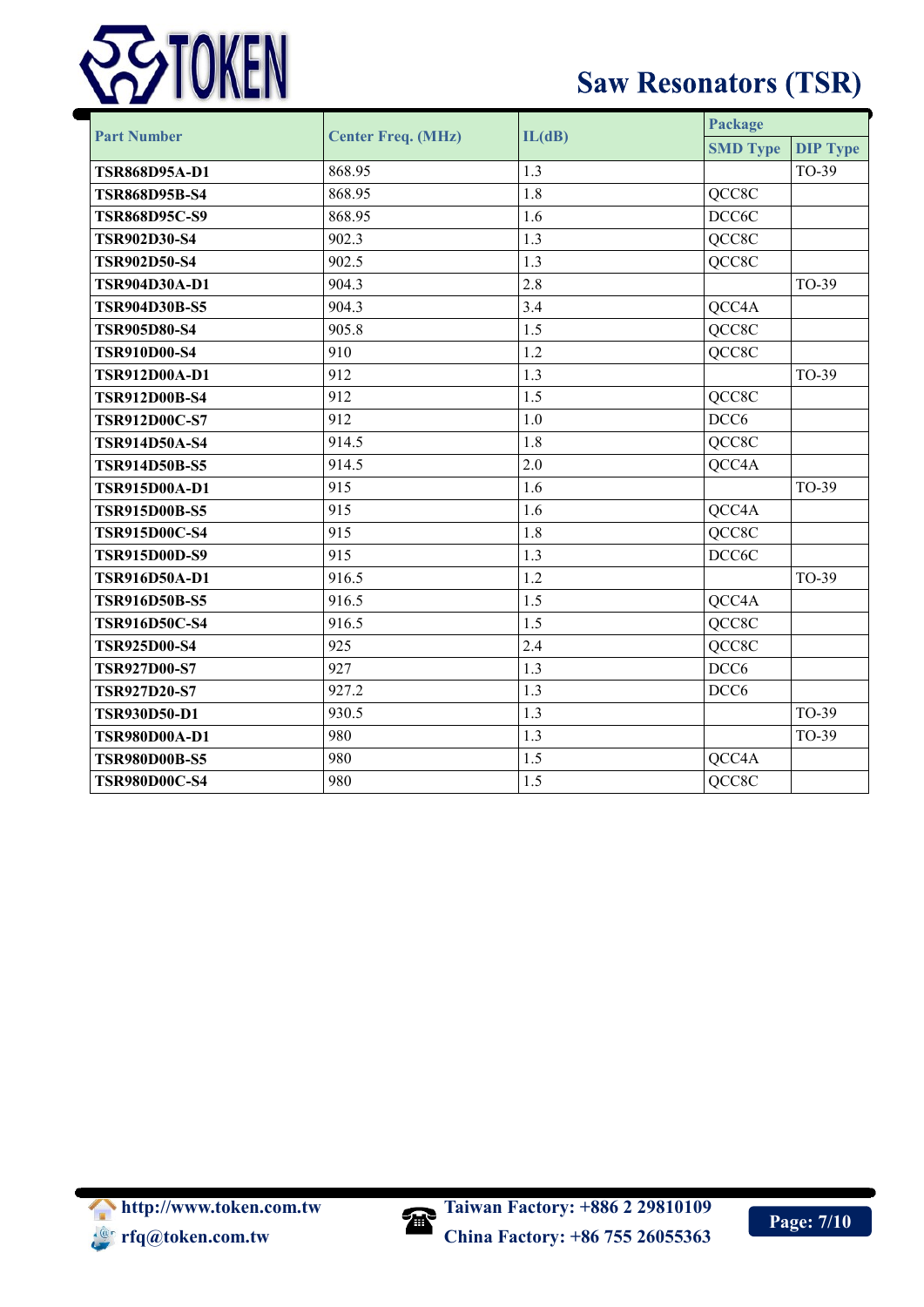# Saw Resonators (TSR)

| Part Number | Center Freq. (MHz) | IL(dB) | Package | |
|---|---|---|---|---|
| | | | SMD Type | DIP Type |
| TSR868D95A-D1 | 868.95 | 1.3 | | TO-39 |
| TSR868D95B-S4 | 868.95 | 1.8 | QCC8C | |
| TSR868D95C-S9 | 868.95 | 1.6 | DCC6C | |
| TSR902D30-S4 | 902.3 | 1.3 | QCC8C | |
| TSR902D50-S4 | 902.5 | 1.3 | QCC8C | |
| TSR904D30A-D1 | 904.3 | 2.8 | | TO-39 |
| TSR904D30B-S5 | 904.3 | 3.4 | QCC4A | |
| TSR905D80-S4 | 905.8 | 1.5 | QCC8C | |
| TSR910D00-S4 | 910 | 1.2 | QCC8C | |
| TSR912D00A-D1 | 912 | 1.3 | | TO-39 |
| TSR912D00B-S4 | 912 | 1.5 | QCC8C | |
| TSR912D00C-S7 | 912 | 1.0 | DCC6 | |
| TSR914D50A-S4 | 914.5 | 1.8 | QCC8C | |
| TSR914D50B-S5 | 914.5 | 2.0 | QCC4A | |
| TSR915D00A-D1 | 915 | 1.6 | | TO-39 |
| TSR915D00B-S5 | 915 | 1.6 | QCC4A | |
| TSR915D00C-S4 | 915 | 1.8 | QCC8C | |
| TSR915D00D-S9 | 915 | 1.3 | DCC6C | |
| TSR916D50A-D1 | 916.5 | 1.2 | | TO-39 |
| TSR916D50B-S5 | 916.5 | 1.5 | QCC4A | |
| TSR916D50C-S4 | 916.5 | 1.5 | QCC8C | |
| TSR925D00-S4 | 925 | 2.4 | QCC8C | |
| TSR927D00-S7 | 927 | 1.3 | DCC6 | |
| TSR927D20-S7 | 927.2 | 1.3 | DCC6 | |
| TSR930D50-D1 | 930.5 | 1.3 | | TO-39 |
| TSR980D00A-D1 | 980 | 1.3 | | TO-39 |
| TSR980D00B-S5 | 980 | 1.5 | QCC4A | |
| TSR980D00C-S4 | 980 | 1.5 | QCC8C | |

http://www.token.com.tw
rfq@token.com.tw

Taiwan Factory: +886 2 29810109
China Factory: +86 755 26055363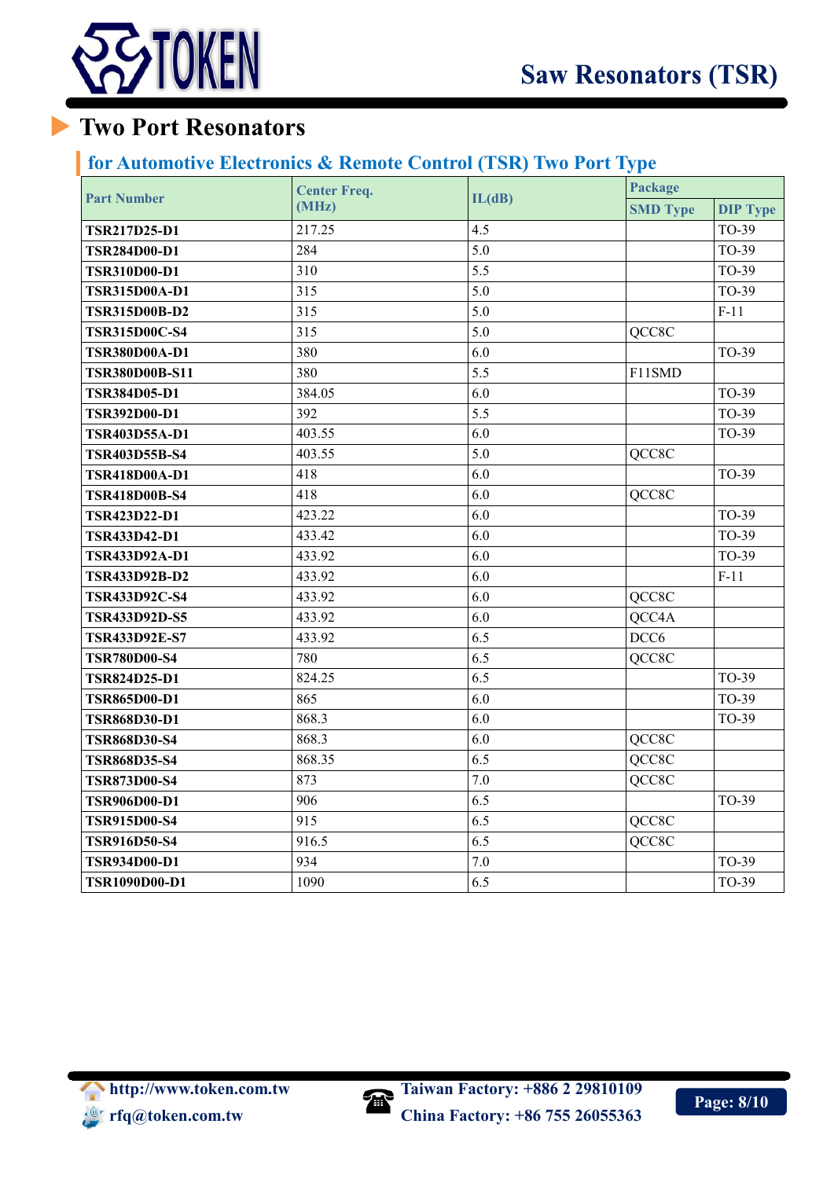# Saw Resonators (TSR)

## Two Port Resonators

### for Automotive Electronics & Remote Control (TSR) Two Port Type

| Part Number | Center Freq. (MHz) | IL(dB) | Package | |
|---|---|---|---|---|
| | | | SMD Type | DIP Type |
| **TSR217D25-D1** | 217.25 | 4.5 | | TO-39 |
| **TSR284D00-D1** | 284 | 5.0 | | TO-39 |
| **TSR310D00-D1** | 310 | 5.5 | | TO-39 |
| **TSR315D00A-D1** | 315 | 5.0 | | TO-39 |
| **TSR315D00B-D2** | 315 | 5.0 | | F-11 |
| **TSR315D00C-S4** | 315 | 5.0 | QCC8C | |
| **TSR380D00A-D1** | 380 | 6.0 | | TO-39 |
| **TSR380D00B-S11** | 380 | 5.5 | F11SMD | |
| **TSR384D05-D1** | 384.05 | 6.0 | | TO-39 |
| **TSR392D00-D1** | 392 | 5.5 | | TO-39 |
| **TSR403D55A-D1** | 403.55 | 6.0 | | TO-39 |
| **TSR403D55B-S4** | 403.55 | 5.0 | QCC8C | |
| **TSR418D00A-D1** | 418 | 6.0 | | TO-39 |
| **TSR418D00B-S4** | 418 | 6.0 | QCC8C | |
| **TSR423D22-D1** | 423.22 | 6.0 | | TO-39 |
| **TSR433D42-D1** | 433.42 | 6.0 | | TO-39 |
| **TSR433D92A-D1** | 433.92 | 6.0 | | TO-39 |
| **TSR433D92B-D2** | 433.92 | 6.0 | | F-11 |
| **TSR433D92C-S4** | 433.92 | 6.0 | QCC8C | |
| **TSR433D92D-S5** | 433.92 | 6.0 | QCC4A | |
| **TSR433D92E-S7** | 433.92 | 6.5 | DCC6 | |
| **TSR780D00-S4** | 780 | 6.5 | QCC8C | |
| **TSR824D25-D1** | 824.25 | 6.5 | | TO-39 |
| **TSR865D00-D1** | 865 | 6.0 | | TO-39 |
| **TSR868D30-D1** | 868.3 | 6.0 | | TO-39 |
| **TSR868D30-S4** | 868.3 | 6.0 | QCC8C | |
| **TSR868D35-S4** | 868.35 | 6.5 | QCC8C | |
| **TSR873D00-S4** | 873 | 7.0 | QCC8C | |
| **TSR906D00-D1** | 906 | 6.5 | | TO-39 |
| **TSR915D00-S4** | 915 | 6.5 | QCC8C | |
| **TSR916D50-S4** | 916.5 | 6.5 | QCC8C | |
| **TSR934D00-D1** | 934 | 7.0 | | TO-39 |
| **TSR1090D00-D1** | 1090 | 6.5 | | TO-39 |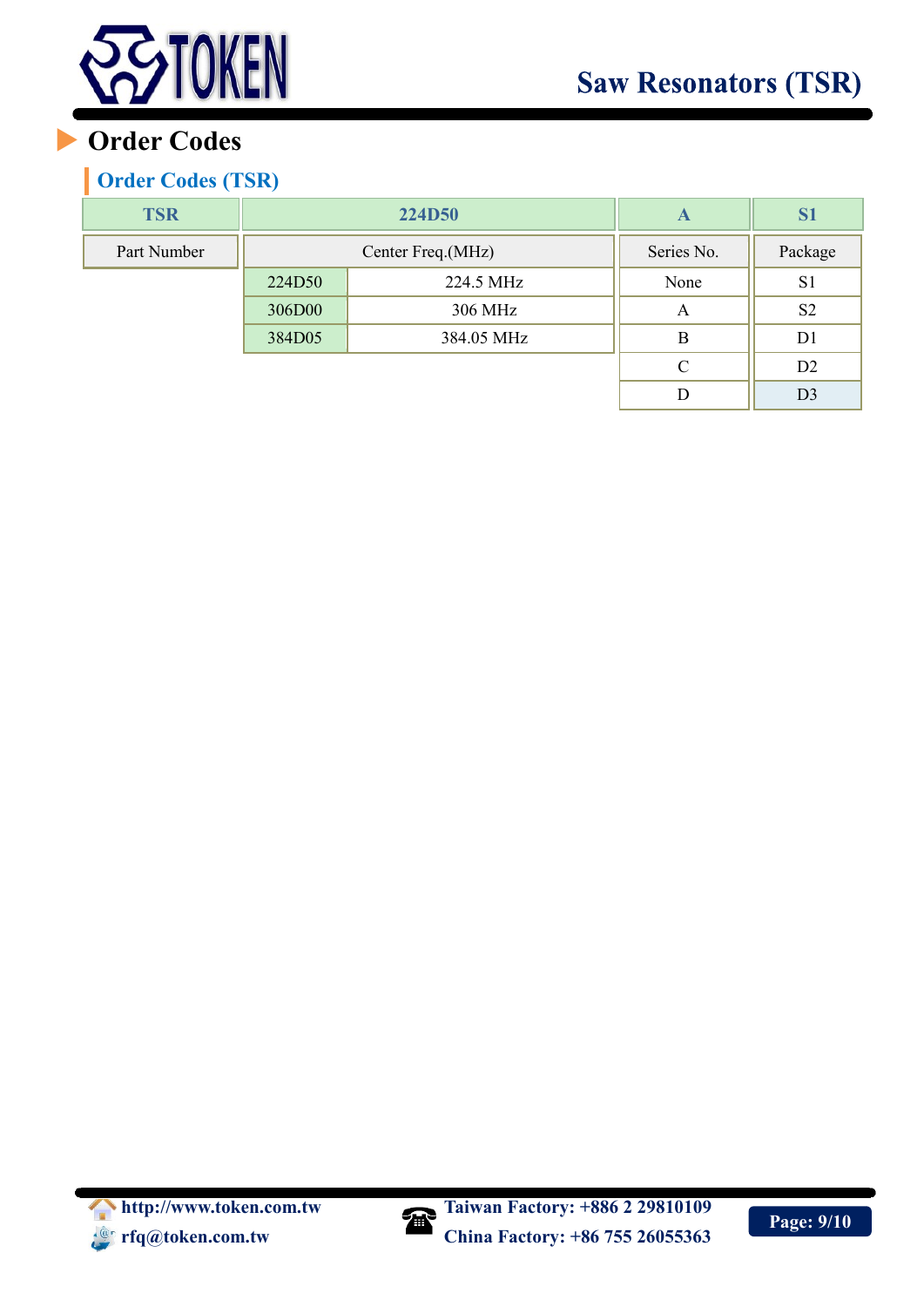# Order Codes

## Order Codes (TSR)

| TSR | 224D50 | | A | S1 |
|---|---|---|---|---|
| Part Number | Center Freq.(MHz) | | Series No. | Package |
| | 224D50 | 224.5 MHz | None | S1 |
| | 306D00 | 306 MHz | A | S2 |
| | 384D05 | 384.05 MHz | B | D1 |
| | | | C | D2 |
| | | | D | D3 |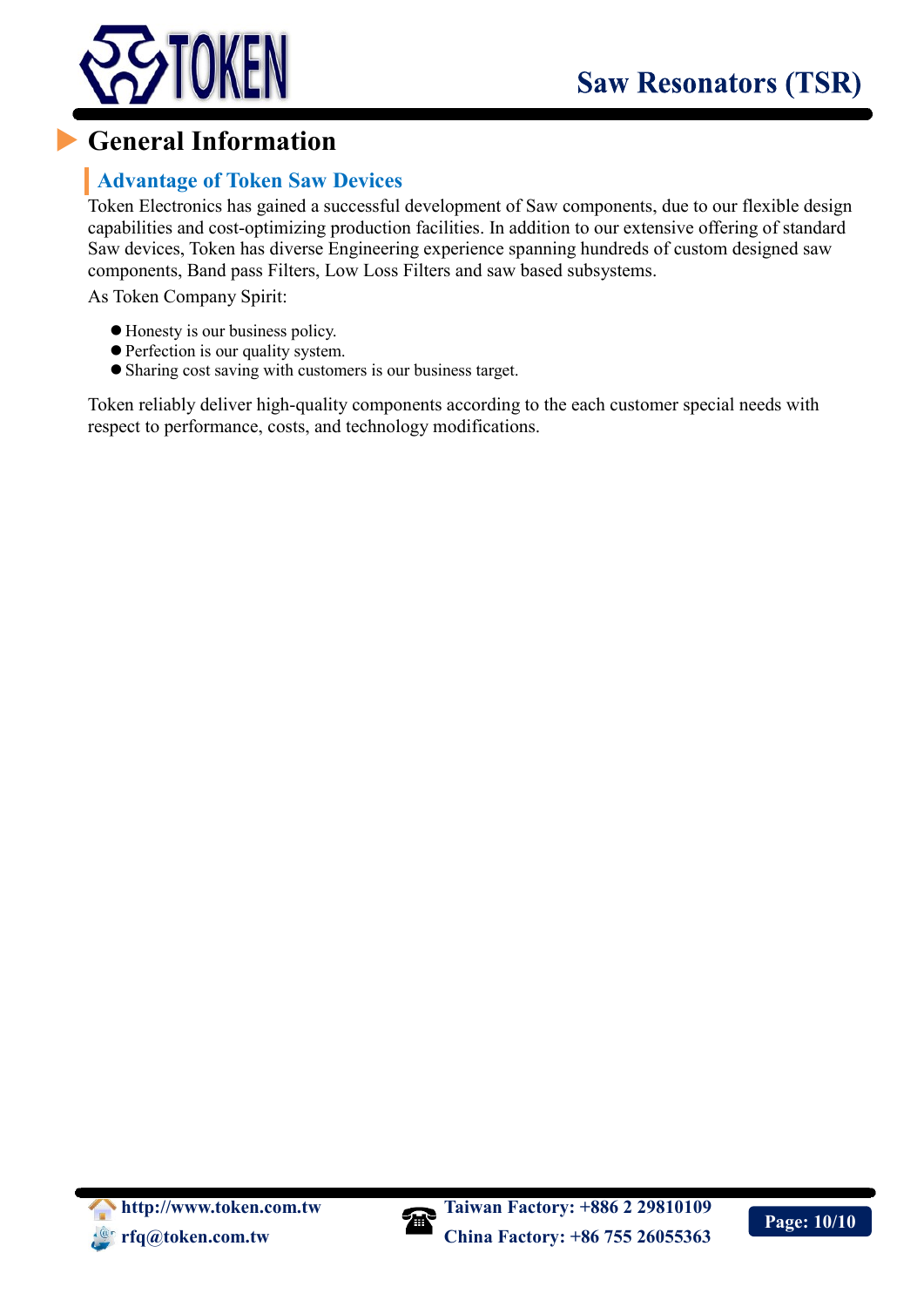# General Information

## Advantage of Token Saw Devices

Token Electronics has gained a successful development of Saw components, due to our flexible design capabilities and cost-optimizing production facilities. In addition to our extensive offering of standard Saw devices, Token has diverse Engineering experience spanning hundreds of custom designed saw components, Band pass Filters, Low Loss Filters and saw based subsystems.

As Token Company Spirit:

- Honesty is our business policy.
- Perfection is our quality system.
- Sharing cost saving with customers is our business target.

Token reliably deliver high-quality components according to the each customer special needs with respect to performance, costs, and technology modifications.